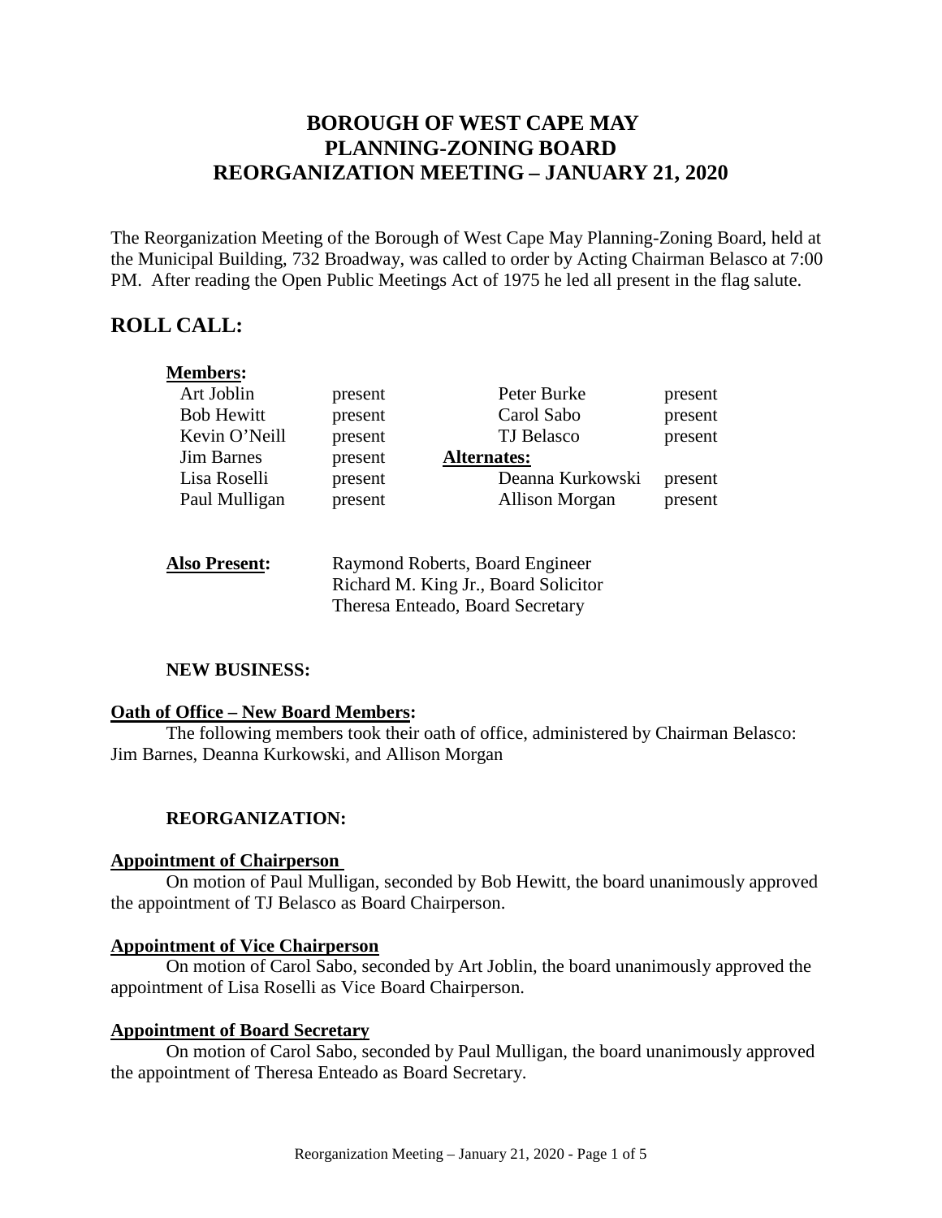# BOROUGH OF WEST CAPE MAY
# PLANNING-ZONING BOARD
# REORGANIZATION MEETING – JANUARY 21, 2020

The Reorganization Meeting of the Borough of West Cape May Planning-Zoning Board, held at the Municipal Building, 732 Broadway, was called to order by Acting Chairman Belasco at 7:00 PM. After reading the Open Public Meetings Act of 1975 he led all present in the flag salute.

## ROLL CALL:

**Members:**

| | | | |
|---|---|---|---|
| Art Joblin | present | Peter Burke | present |
| Bob Hewitt | present | Carol Sabo | present |
| Kevin O'Neill | present | TJ Belasco | present |
| Jim Barnes | present | **Alternates:** | |
| Lisa Roselli | present | Deanna Kurkowski | present |
| Paul Mulligan | present | Allison Morgan | present |

**Also Present:** Raymond Roberts, Board Engineer
Richard M. King Jr., Board Solicitor
Theresa Enteado, Board Secretary

### NEW BUSINESS:

**Oath of Office – New Board Members:**

The following members took their oath of office, administered by Chairman Belasco: Jim Barnes, Deanna Kurkowski, and Allison Morgan

### REORGANIZATION:

**Appointment of Chairperson**

On motion of Paul Mulligan, seconded by Bob Hewitt, the board unanimously approved the appointment of TJ Belasco as Board Chairperson.

**Appointment of Vice Chairperson**

On motion of Carol Sabo, seconded by Art Joblin, the board unanimously approved the appointment of Lisa Roselli as Vice Board Chairperson.

**Appointment of Board Secretary**

On motion of Carol Sabo, seconded by Paul Mulligan, the board unanimously approved the appointment of Theresa Enteado as Board Secretary.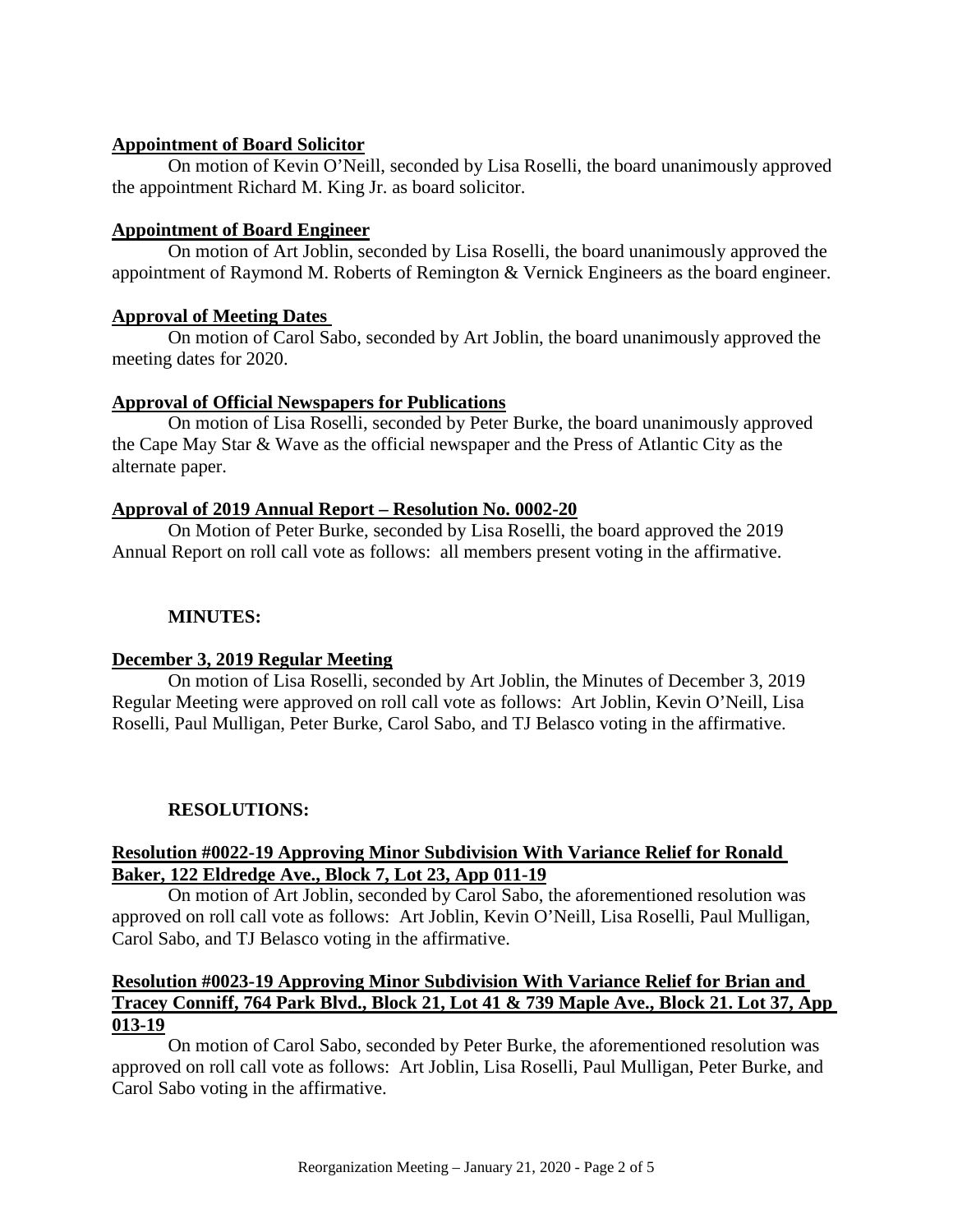**Appointment of Board Solicitor**

On motion of Kevin O'Neill, seconded by Lisa Roselli, the board unanimously approved the appointment Richard M. King Jr. as board solicitor.

**Appointment of Board Engineer**

On motion of Art Joblin, seconded by Lisa Roselli, the board unanimously approved the appointment of Raymond M. Roberts of Remington & Vernick Engineers as the board engineer.

**Approval of Meeting Dates**

On motion of Carol Sabo, seconded by Art Joblin, the board unanimously approved the meeting dates for 2020.

**Approval of Official Newspapers for Publications**

On motion of Lisa Roselli, seconded by Peter Burke, the board unanimously approved the Cape May Star & Wave as the official newspaper and the Press of Atlantic City as the alternate paper.

**Approval of 2019 Annual Report – Resolution No. 0002-20**

On Motion of Peter Burke, seconded by Lisa Roselli, the board approved the 2019 Annual Report on roll call vote as follows: all members present voting in the affirmative.

**MINUTES:**

**December 3, 2019 Regular Meeting**

On motion of Lisa Roselli, seconded by Art Joblin, the Minutes of December 3, 2019 Regular Meeting were approved on roll call vote as follows: Art Joblin, Kevin O'Neill, Lisa Roselli, Paul Mulligan, Peter Burke, Carol Sabo, and TJ Belasco voting in the affirmative.

**RESOLUTIONS:**

**Resolution #0022-19 Approving Minor Subdivision With Variance Relief for Ronald Baker, 122 Eldredge Ave., Block 7, Lot 23, App 011-19**

On motion of Art Joblin, seconded by Carol Sabo, the aforementioned resolution was approved on roll call vote as follows: Art Joblin, Kevin O'Neill, Lisa Roselli, Paul Mulligan, Carol Sabo, and TJ Belasco voting in the affirmative.

**Resolution #0023-19 Approving Minor Subdivision With Variance Relief for Brian and Tracey Conniff, 764 Park Blvd., Block 21, Lot 41 & 739 Maple Ave., Block 21. Lot 37, App 013-19**

On motion of Carol Sabo, seconded by Peter Burke, the aforementioned resolution was approved on roll call vote as follows: Art Joblin, Lisa Roselli, Paul Mulligan, Peter Burke, and Carol Sabo voting in the affirmative.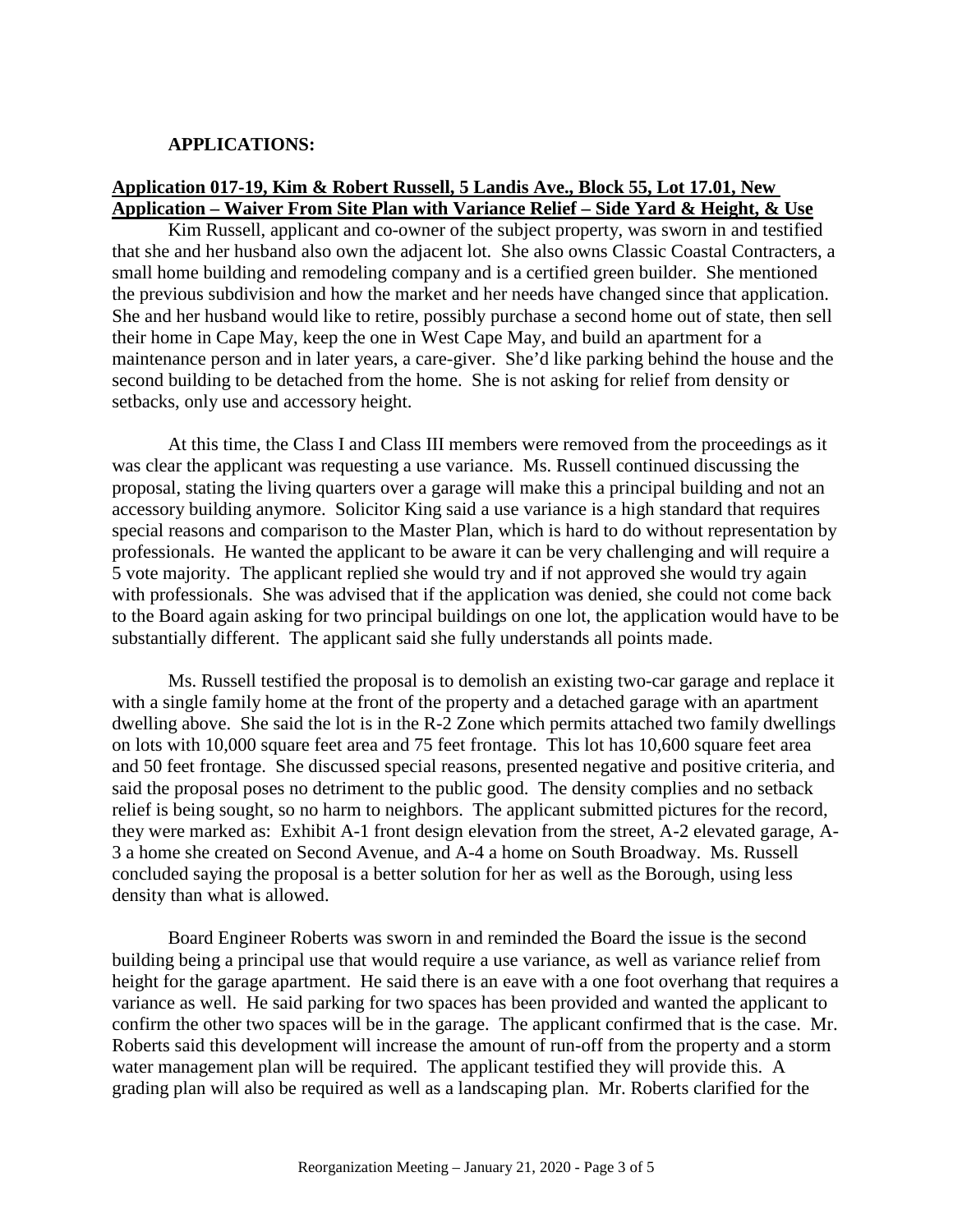**APPLICATIONS:**

**Application 017-19, Kim & Robert Russell, 5 Landis Ave., Block 55, Lot 17.01, New Application – Waiver From Site Plan with Variance Relief – Side Yard & Height, & Use**

Kim Russell, applicant and co-owner of the subject property, was sworn in and testified that she and her husband also own the adjacent lot. She also owns Classic Coastal Contracters, a small home building and remodeling company and is a certified green builder. She mentioned the previous subdivision and how the market and her needs have changed since that application. She and her husband would like to retire, possibly purchase a second home out of state, then sell their home in Cape May, keep the one in West Cape May, and build an apartment for a maintenance person and in later years, a care-giver. She'd like parking behind the house and the second building to be detached from the home. She is not asking for relief from density or setbacks, only use and accessory height.

At this time, the Class I and Class III members were removed from the proceedings as it was clear the applicant was requesting a use variance. Ms. Russell continued discussing the proposal, stating the living quarters over a garage will make this a principal building and not an accessory building anymore. Solicitor King said a use variance is a high standard that requires special reasons and comparison to the Master Plan, which is hard to do without representation by professionals. He wanted the applicant to be aware it can be very challenging and will require a 5 vote majority. The applicant replied she would try and if not approved she would try again with professionals. She was advised that if the application was denied, she could not come back to the Board again asking for two principal buildings on one lot, the application would have to be substantially different. The applicant said she fully understands all points made.

Ms. Russell testified the proposal is to demolish an existing two-car garage and replace it with a single family home at the front of the property and a detached garage with an apartment dwelling above. She said the lot is in the R-2 Zone which permits attached two family dwellings on lots with 10,000 square feet area and 75 feet frontage. This lot has 10,600 square feet area and 50 feet frontage. She discussed special reasons, presented negative and positive criteria, and said the proposal poses no detriment to the public good. The density complies and no setback relief is being sought, so no harm to neighbors. The applicant submitted pictures for the record, they were marked as: Exhibit A-1 front design elevation from the street, A-2 elevated garage, A-3 a home she created on Second Avenue, and A-4 a home on South Broadway. Ms. Russell concluded saying the proposal is a better solution for her as well as the Borough, using less density than what is allowed.

Board Engineer Roberts was sworn in and reminded the Board the issue is the second building being a principal use that would require a use variance, as well as variance relief from height for the garage apartment. He said there is an eave with a one foot overhang that requires a variance as well. He said parking for two spaces has been provided and wanted the applicant to confirm the other two spaces will be in the garage. The applicant confirmed that is the case. Mr. Roberts said this development will increase the amount of run-off from the property and a storm water management plan will be required. The applicant testified they will provide this. A grading plan will also be required as well as a landscaping plan. Mr. Roberts clarified for the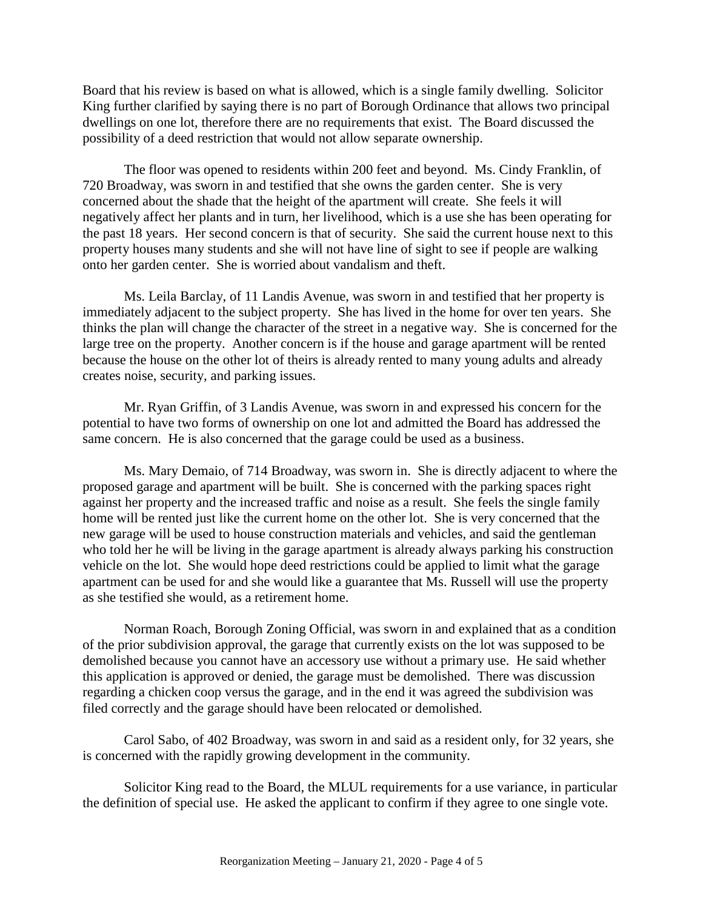Board that his review is based on what is allowed, which is a single family dwelling. Solicitor King further clarified by saying there is no part of Borough Ordinance that allows two principal dwellings on one lot, therefore there are no requirements that exist. The Board discussed the possibility of a deed restriction that would not allow separate ownership.

The floor was opened to residents within 200 feet and beyond. Ms. Cindy Franklin, of 720 Broadway, was sworn in and testified that she owns the garden center. She is very concerned about the shade that the height of the apartment will create. She feels it will negatively affect her plants and in turn, her livelihood, which is a use she has been operating for the past 18 years. Her second concern is that of security. She said the current house next to this property houses many students and she will not have line of sight to see if people are walking onto her garden center. She is worried about vandalism and theft.

Ms. Leila Barclay, of 11 Landis Avenue, was sworn in and testified that her property is immediately adjacent to the subject property. She has lived in the home for over ten years. She thinks the plan will change the character of the street in a negative way. She is concerned for the large tree on the property. Another concern is if the house and garage apartment will be rented because the house on the other lot of theirs is already rented to many young adults and already creates noise, security, and parking issues.

Mr. Ryan Griffin, of 3 Landis Avenue, was sworn in and expressed his concern for the potential to have two forms of ownership on one lot and admitted the Board has addressed the same concern. He is also concerned that the garage could be used as a business.

Ms. Mary Demaio, of 714 Broadway, was sworn in. She is directly adjacent to where the proposed garage and apartment will be built. She is concerned with the parking spaces right against her property and the increased traffic and noise as a result. She feels the single family home will be rented just like the current home on the other lot. She is very concerned that the new garage will be used to house construction materials and vehicles, and said the gentleman who told her he will be living in the garage apartment is already always parking his construction vehicle on the lot. She would hope deed restrictions could be applied to limit what the garage apartment can be used for and she would like a guarantee that Ms. Russell will use the property as she testified she would, as a retirement home.

Norman Roach, Borough Zoning Official, was sworn in and explained that as a condition of the prior subdivision approval, the garage that currently exists on the lot was supposed to be demolished because you cannot have an accessory use without a primary use. He said whether this application is approved or denied, the garage must be demolished. There was discussion regarding a chicken coop versus the garage, and in the end it was agreed the subdivision was filed correctly and the garage should have been relocated or demolished.

Carol Sabo, of 402 Broadway, was sworn in and said as a resident only, for 32 years, she is concerned with the rapidly growing development in the community.

Solicitor King read to the Board, the MLUL requirements for a use variance, in particular the definition of special use. He asked the applicant to confirm if they agree to one single vote.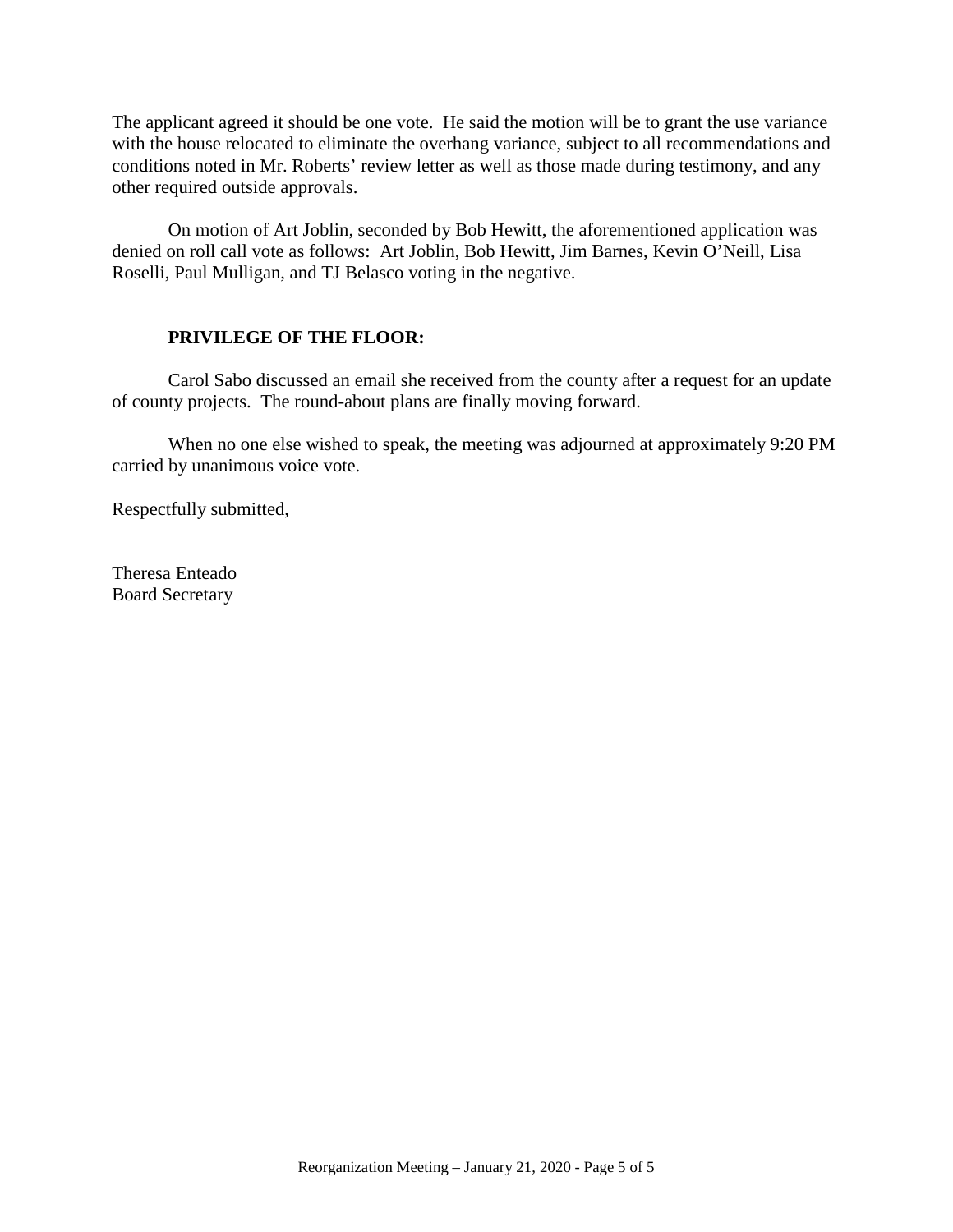The applicant agreed it should be one vote. He said the motion will be to grant the use variance with the house relocated to eliminate the overhang variance, subject to all recommendations and conditions noted in Mr. Roberts' review letter as well as those made during testimony, and any other required outside approvals.

On motion of Art Joblin, seconded by Bob Hewitt, the aforementioned application was denied on roll call vote as follows: Art Joblin, Bob Hewitt, Jim Barnes, Kevin O'Neill, Lisa Roselli, Paul Mulligan, and TJ Belasco voting in the negative.

**PRIVILEGE OF THE FLOOR:**

Carol Sabo discussed an email she received from the county after a request for an update of county projects. The round-about plans are finally moving forward.

When no one else wished to speak, the meeting was adjourned at approximately 9:20 PM carried by unanimous voice vote.

Respectfully submitted,

Theresa Enteado
Board Secretary